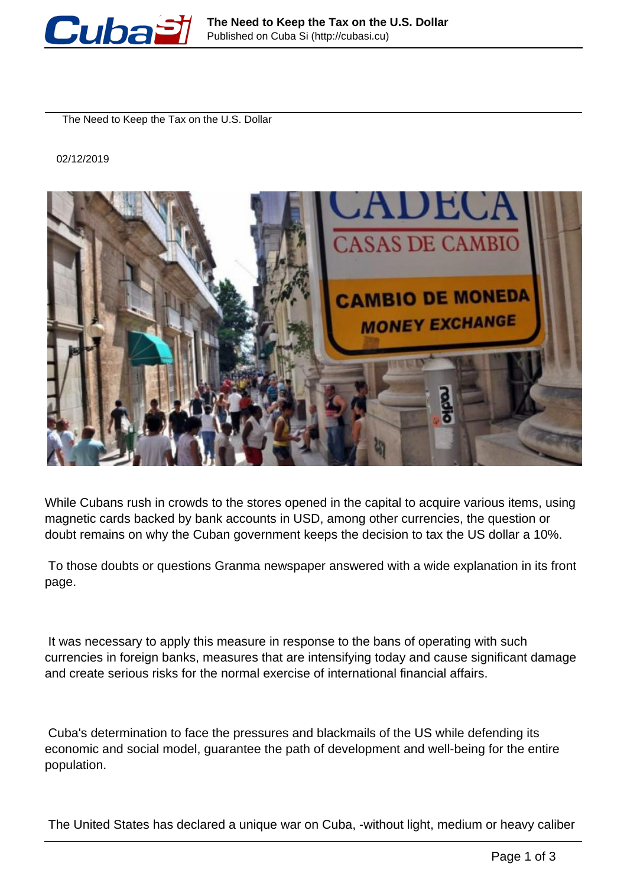# The Need to Keep the Tax on the U.S. Dollar

02/12/2019

While Cubans rush in crowds to the stores opened in the capital to acquire various items, using magnetic cards backed by bank accounts in USD, among other currencies, the question or doubt remains on why the Cuban government keeps the decision to tax the US dollar a 10%.

To those doubts or questions Granma newspaper answered with a wide explanation in its front page.

It was necessary to apply this measure in response to the bans of operating with such currencies in foreign banks, measures that are intensifying today and cause significant damage and create serious risks for the normal exercise of international financial affairs.

Cuba's determination to face the pressures and blackmails of the US while defending its economic and social model, guarantee the path of development and well-being for the entire population.

The United States has declared a unique war on Cuba, -without light, medium or heavy caliber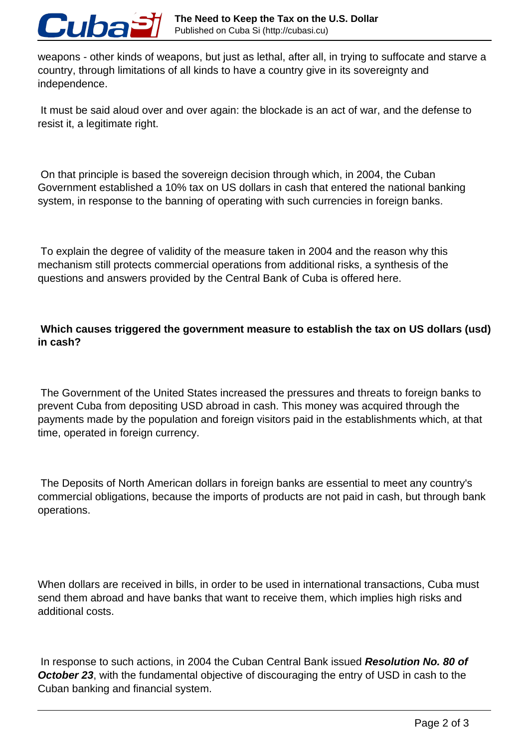weapons - other kinds of weapons, but just as lethal, after all, in trying to suffocate and starve a country, through limitations of all kinds to have a country give in its sovereignty and independence.

It must be said aloud over and over again: the blockade is an act of war, and the defense to resist it, a legitimate right.

On that principle is based the sovereign decision through which, in 2004, the Cuban Government established a 10% tax on US dollars in cash that entered the national banking system, in response to the banning of operating with such currencies in foreign banks.

To explain the degree of validity of the measure taken in 2004 and the reason why this mechanism still protects commercial operations from additional risks, a synthesis of the questions and answers provided by the Central Bank of Cuba is offered here.

**Which causes triggered the government measure to establish the tax on US dollars (usd) in cash?**

The Government of the United States increased the pressures and threats to foreign banks to prevent Cuba from depositing USD abroad in cash. This money was acquired through the payments made by the population and foreign visitors paid in the establishments which, at that time, operated in foreign currency.

The Deposits of North American dollars in foreign banks are essential to meet any country's commercial obligations, because the imports of products are not paid in cash, but through bank operations.

When dollars are received in bills, in order to be used in international transactions, Cuba must send them abroad and have banks that want to receive them, which implies high risks and additional costs.

In response to such actions, in 2004 the Cuban Central Bank issued ***Resolution No. 80 of October 23***, with the fundamental objective of discouraging the entry of USD in cash to the Cuban banking and financial system.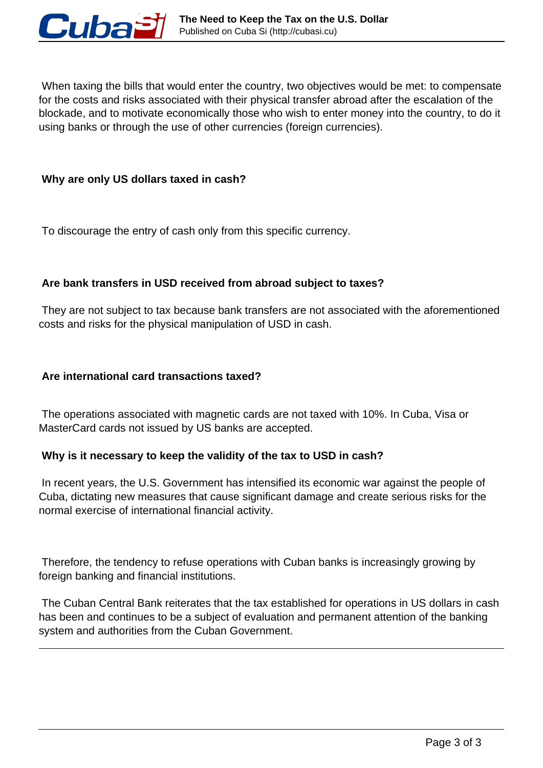When taxing the bills that would enter the country, two objectives would be met: to compensate for the costs and risks associated with their physical transfer abroad after the escalation of the blockade, and to motivate economically those who wish to enter money into the country, to do it using banks or through the use of other currencies (foreign currencies).

**Why are only US dollars taxed in cash?**

To discourage the entry of cash only from this specific currency.

**Are bank transfers in USD received from abroad subject to taxes?**

They are not subject to tax because bank transfers are not associated with the aforementioned costs and risks for the physical manipulation of USD in cash.

**Are international card transactions taxed?**

The operations associated with magnetic cards are not taxed with 10%. In Cuba, Visa or MasterCard cards not issued by US banks are accepted.

**Why is it necessary to keep the validity of the tax to USD in cash?**

In recent years, the U.S. Government has intensified its economic war against the people of Cuba, dictating new measures that cause significant damage and create serious risks for the normal exercise of international financial activity.

Therefore, the tendency to refuse operations with Cuban banks is increasingly growing by foreign banking and financial institutions.

The Cuban Central Bank reiterates that the tax established for operations in US dollars in cash has been and continues to be a subject of evaluation and permanent attention of the banking system and authorities from the Cuban Government.